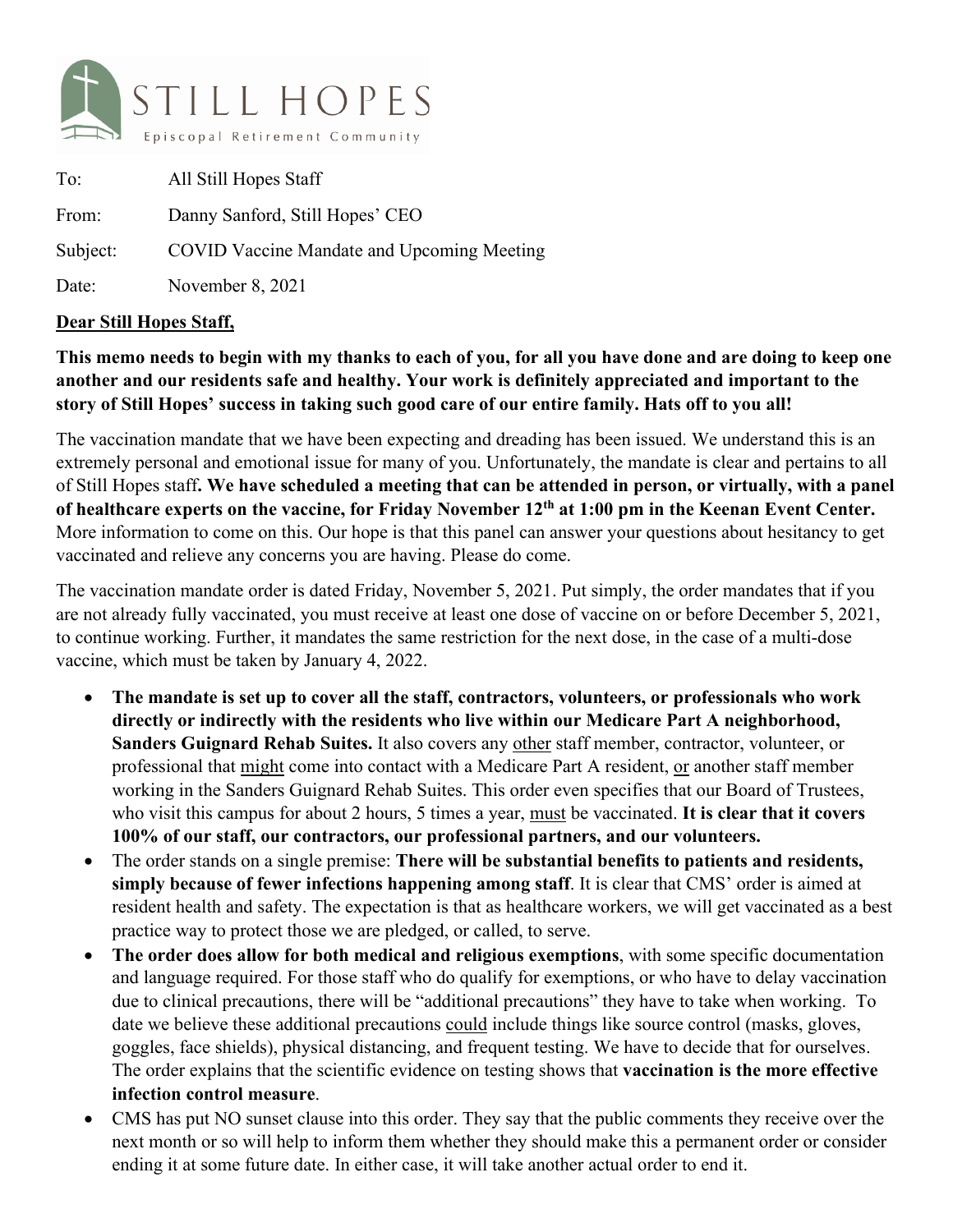STILL HOPES

Episcopal Retirement Community

To: All Still Hopes Staff

From: Danny Sanford, Still Hopes' CEO

Subject: COVID Vaccine Mandate and Upcoming Meeting

Date: November 8, 2021

**Dear Still Hopes Staff,**

**This memo needs to begin with my thanks to each of you, for all you have done and are doing to keep one another and our residents safe and healthy. Your work is definitely appreciated and important to the story of Still Hopes' success in taking such good care of our entire family. Hats off to you all!**

The vaccination mandate that we have been expecting and dreading has been issued. We understand this is an extremely personal and emotional issue for many of you. Unfortunately, the mandate is clear and pertains to all of Still Hopes staff**. We have scheduled a meeting that can be attended in person, or virtually, with a panel of healthcare experts on the vaccine, for Friday November 12th at 1:00 pm in the Keenan Event Center.** More information to come on this. Our hope is that this panel can answer your questions about hesitancy to get vaccinated and relieve any concerns you are having. Please do come.

The vaccination mandate order is dated Friday, November 5, 2021. Put simply, the order mandates that if you are not already fully vaccinated, you must receive at least one dose of vaccine on or before December 5, 2021, to continue working. Further, it mandates the same restriction for the next dose, in the case of a multi-dose vaccine, which must be taken by January 4, 2022.

- **The mandate is set up to cover all the staff, contractors, volunteers, or professionals who work directly or indirectly with the residents who live within our Medicare Part A neighborhood, Sanders Guignard Rehab Suites.** It also covers any other staff member, contractor, volunteer, or professional that might come into contact with a Medicare Part A resident, or another staff member working in the Sanders Guignard Rehab Suites. This order even specifies that our Board of Trustees, who visit this campus for about 2 hours, 5 times a year, must be vaccinated. **It is clear that it covers 100% of our staff, our contractors, our professional partners, and our volunteers.**
- The order stands on a single premise: **There will be substantial benefits to patients and residents, simply because of fewer infections happening among staff**. It is clear that CMS' order is aimed at resident health and safety. The expectation is that as healthcare workers, we will get vaccinated as a best practice way to protect those we are pledged, or called, to serve.
- **The order does allow for both medical and religious exemptions**, with some specific documentation and language required. For those staff who do qualify for exemptions, or who have to delay vaccination due to clinical precautions, there will be "additional precautions" they have to take when working. To date we believe these additional precautions could include things like source control (masks, gloves, goggles, face shields), physical distancing, and frequent testing. We have to decide that for ourselves. The order explains that the scientific evidence on testing shows that **vaccination is the more effective infection control measure**.
- CMS has put NO sunset clause into this order. They say that the public comments they receive over the next month or so will help to inform them whether they should make this a permanent order or consider ending it at some future date. In either case, it will take another actual order to end it.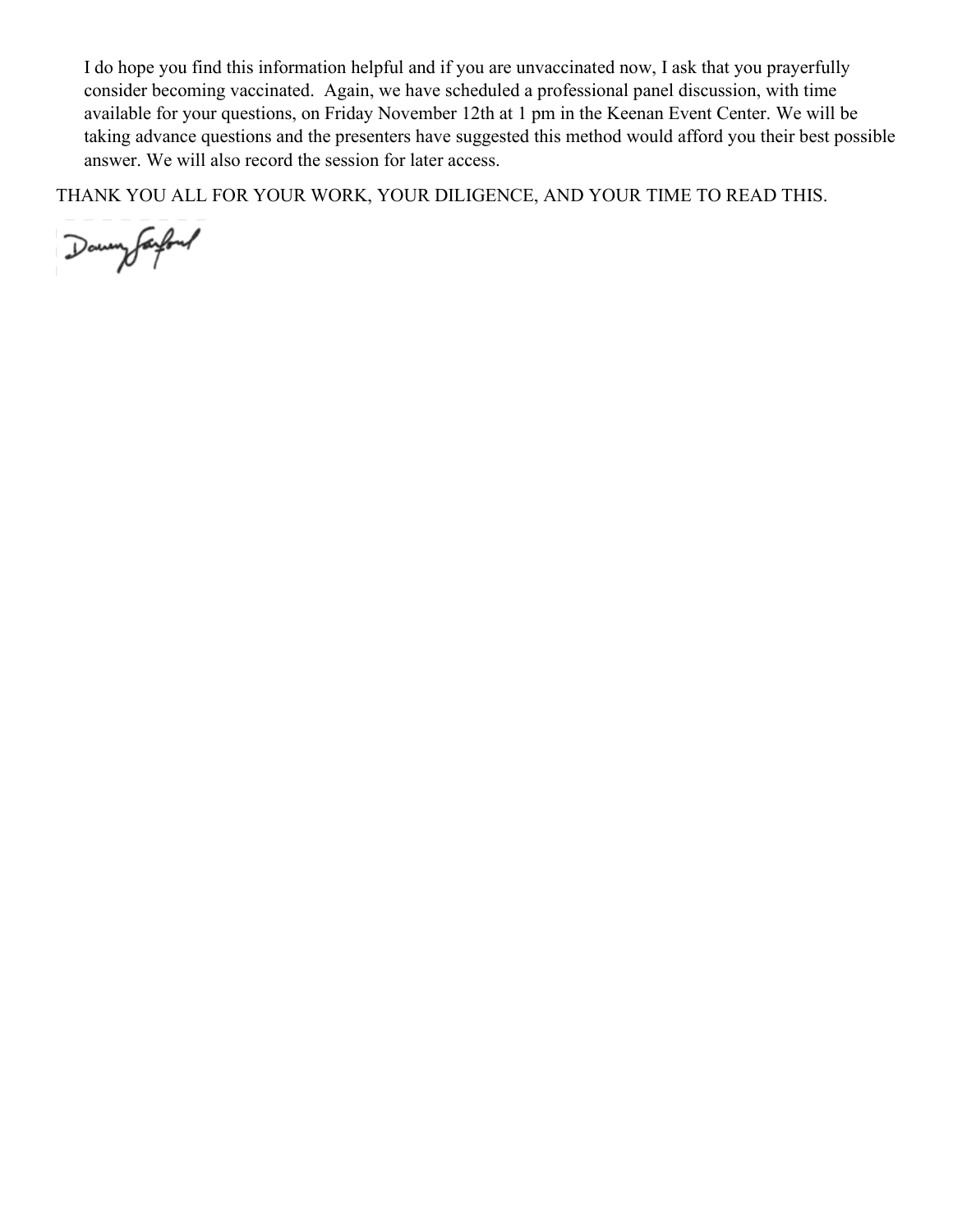I do hope you find this information helpful and if you are unvaccinated now, I ask that you prayerfully consider becoming vaccinated. Again, we have scheduled a professional panel discussion, with time available for your questions, on Friday November 12th at 1 pm in the Keenan Event Center. We will be taking advance questions and the presenters have suggested this method would afford you their best possible answer. We will also record the session for later access.

THANK YOU ALL FOR YOUR WORK, YOUR DILIGENCE, AND YOUR TIME TO READ THIS.